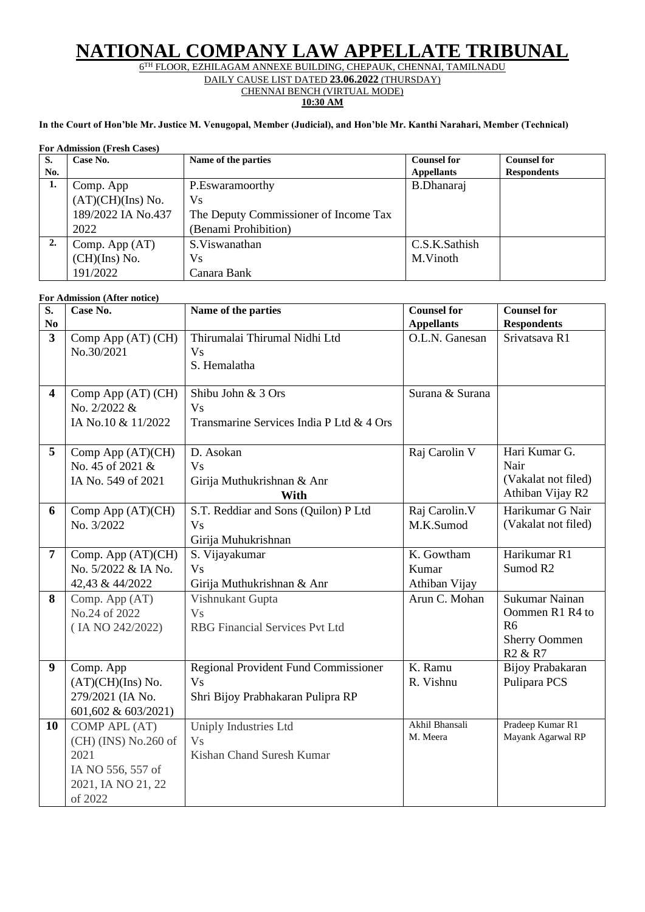# NATIONAL COMPANY LAW APPELLATE TRIBUNAL

6TH FLOOR, EZHILAGAM ANNEXE BUILDING, CHEPAUK, CHENNAI, TAMILNADU

DAILY CAUSE LIST DATED **23.06.2022** (THURSDAY)

CHENNAI BENCH (VIRTUAL MODE)

**10:30 AM**

**In the Court of Hon'ble Mr. Justice M. Venugopal, Member (Judicial), and Hon'ble Mr. Kanthi Narahari, Member (Technical)**

**For Admission (Fresh Cases)**

| S. No. | Case No. | Name of the parties | Counsel for Appellants | Counsel for Respondents |
|---|---|---|---|---|
| 1. | Comp. App (AT)(CH)(Ins) No. 189/2022 IA No.437 2022 | P.Eswaramoorthy Vs The Deputy Commissioner of Income Tax (Benami Prohibition) | B.Dhanaraj | |
| 2. | Comp. App (AT) (CH)(Ins) No. 191/2022 | S.Viswanathan Vs Canara Bank | C.S.K.Sathish M.Vinoth | |

**For Admission (After notice)**

| S. No | Case No. | Name of the parties | Counsel for Appellants | Counsel for Respondents |
|---|---|---|---|---|
| 3 | Comp App (AT) (CH) No.30/2021 | Thirumalai Thirumal Nidhi Ltd Vs S. Hemalatha | O.L.N. Ganesan | Srivatsava R1 |
| 4 | Comp App (AT) (CH) No. 2/2022 & IA No.10 & 11/2022 | Shibu John & 3 Ors Vs Transmarine Services India P Ltd & 4 Ors | Surana & Surana | |
| 5 | Comp App (AT)(CH) No. 45 of 2021 & IA No. 549 of 2021 | D. Asokan Vs Girija Muthukrishnan & Anr **With** | Raj Carolin V | Hari Kumar G. Nair (Vakalat not filed) Athiban Vijay R2 |
| 6 | Comp App (AT)(CH) No. 3/2022 | S.T. Reddiar and Sons (Quilon) P Ltd Vs Girija Muhukrishnan | Raj Carolin.V M.K.Sumod | Harikumar G Nair (Vakalat not filed) |
| 7 | Comp. App (AT)(CH) No. 5/2022 & IA No. 42,43 & 44/2022 | S. Vijayakumar Vs Girija Muthukrishnan & Anr | K. Gowtham Kumar Athiban Vijay | Harikumar R1 Sumod R2 |
| 8 | Comp. App (AT) No.24 of 2022 ( IA NO 242/2022) | Vishnukant Gupta Vs RBG Financial Services Pvt Ltd | Arun C. Mohan | Sukumar Nainan Oommen R1 R4 to R6 Sherry Oommen R2 & R7 |
| 9 | Comp. App (AT)(CH)(Ins) No. 279/2021 (IA No. 601,602 & 603/2021) | Regional Provident Fund Commissioner Vs Shri Bijoy Prabhakaran Pulipra RP | K. Ramu R. Vishnu | Bijoy Prabakaran Pulipara PCS |
| 10 | COMP APL (AT) (CH) (INS) No.260 of 2021 IA NO 556, 557 of 2021, IA NO 21, 22 of 2022 | Uniply Industries Ltd Vs Kishan Chand Suresh Kumar | Akhil Bhansali M. Meera | Pradeep Kumar R1 Mayank Agarwal RP |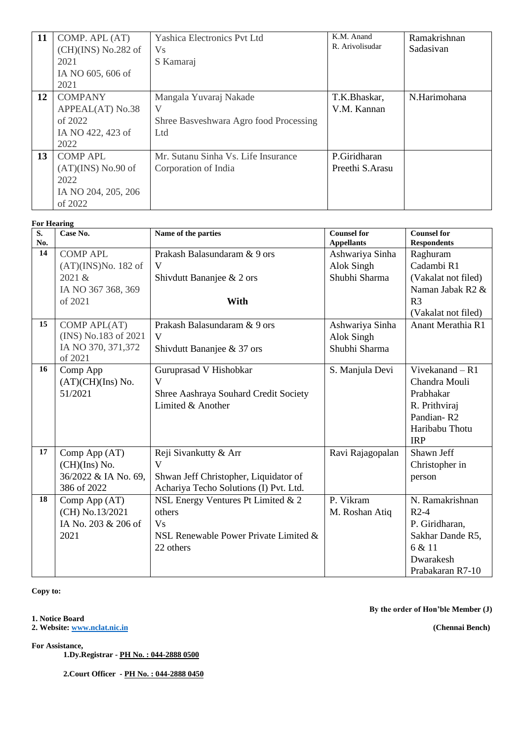| | | | | |
|---|---|---|---|---|
| **11** | COMP. APL (AT) (CH)(INS) No.282 of 2021 IA NO 605, 606 of 2021 | Yashica Electronics Pvt Ltd Vs S Kamaraj | K.M. Anand R. Arivolisudar | Ramakrishnan Sadasivan |
| **12** | COMPANY APPEAL(AT) No.38 of 2022 IA NO 422, 423 of 2022 | Mangala Yuvaraj Nakade V Shree Basveshwara Agro food Processing Ltd | T.K.Bhaskar, V.M. Kannan | N.Harimohana |
| **13** | COMP APL (AT)(INS) No.90 of 2022 IA NO 204, 205, 206 of 2022 | Mr. Sutanu Sinha Vs. Life Insurance Corporation of India | P.Giridharan Preethi S.Arasu | |

**For Hearing**

| S. No. | Case No. | Name of the parties | Counsel for Appellants | Counsel for Respondents |
|---|---|---|---|---|
| **14** | COMP APL (AT)(INS)No. 182 of 2021 & IA NO 367 368, 369 of 2021 | Prakash Balasundaram & 9 ors V Shivdutt Bananjee & 2 ors **With** | Ashwariya Sinha Alok Singh Shubhi Sharma | Raghuram Cadambi R1 (Vakalat not filed) Naman Jabak R2 & R3 (Vakalat not filed) |
| **15** | COMP APL(AT) (INS) No.183 of 2021 IA NO 370, 371,372 of 2021 | Prakash Balasundaram & 9 ors V Shivdutt Bananjee & 37 ors | Ashwariya Sinha Alok Singh Shubhi Sharma | Anant Merathia R1 |
| **16** | Comp App (AT)(CH)(Ins) No. 51/2021 | Guruprasad V Hishobkar V Shree Aashraya Souhard Credit Society Limited & Another | S. Manjula Devi | Vivekanand – R1 Chandra Mouli Prabhakar R. Prithviraj Pandian- R2 Haribabu Thotu IRP |
| **17** | Comp App (AT) (CH)(Ins) No. 36/2022 & IA No. 69, 386 of 2022 | Reji Sivankutty & Arr V Shwan Jeff Christopher, Liquidator of Achariya Techo Solutions (I) Pvt. Ltd. | Ravi Rajagopalan | Shawn Jeff Christopher in person |
| **18** | Comp App (AT) (CH) No.13/2021 IA No. 203 & 206 of 2021 | NSL Energy Ventures Pt Limited & 2 others Vs NSL Renewable Power Private Limited & 22 others | P. Vikram M. Roshan Atiq | N. Ramakrishnan R2-4 P. Giridharan, Sakhar Dande R5, 6 & 11 Dwarakesh Prabakaran R7-10 |

**Copy to:**

**By the order of Hon'ble Member (J)**

**(Chennai Bench)**

**1. Notice Board**
**2. Website: www.nclat.nic.in**

**For Assistance,**

**1.Dy.Registrar - PH No. : 044-2888 0500**

**2.Court Officer - PH No. : 044-2888 0450**